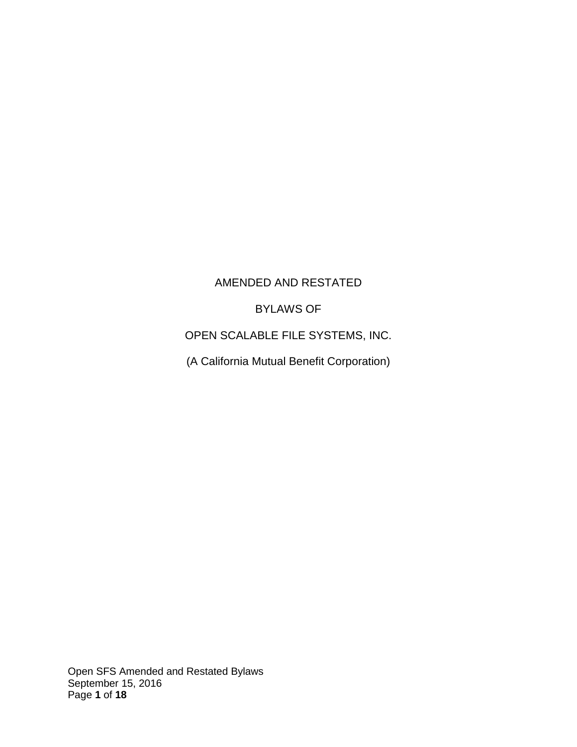# AMENDED AND RESTATED

# BYLAWS OF

# OPEN SCALABLE FILE SYSTEMS, INC.

(A California Mutual Benefit Corporation)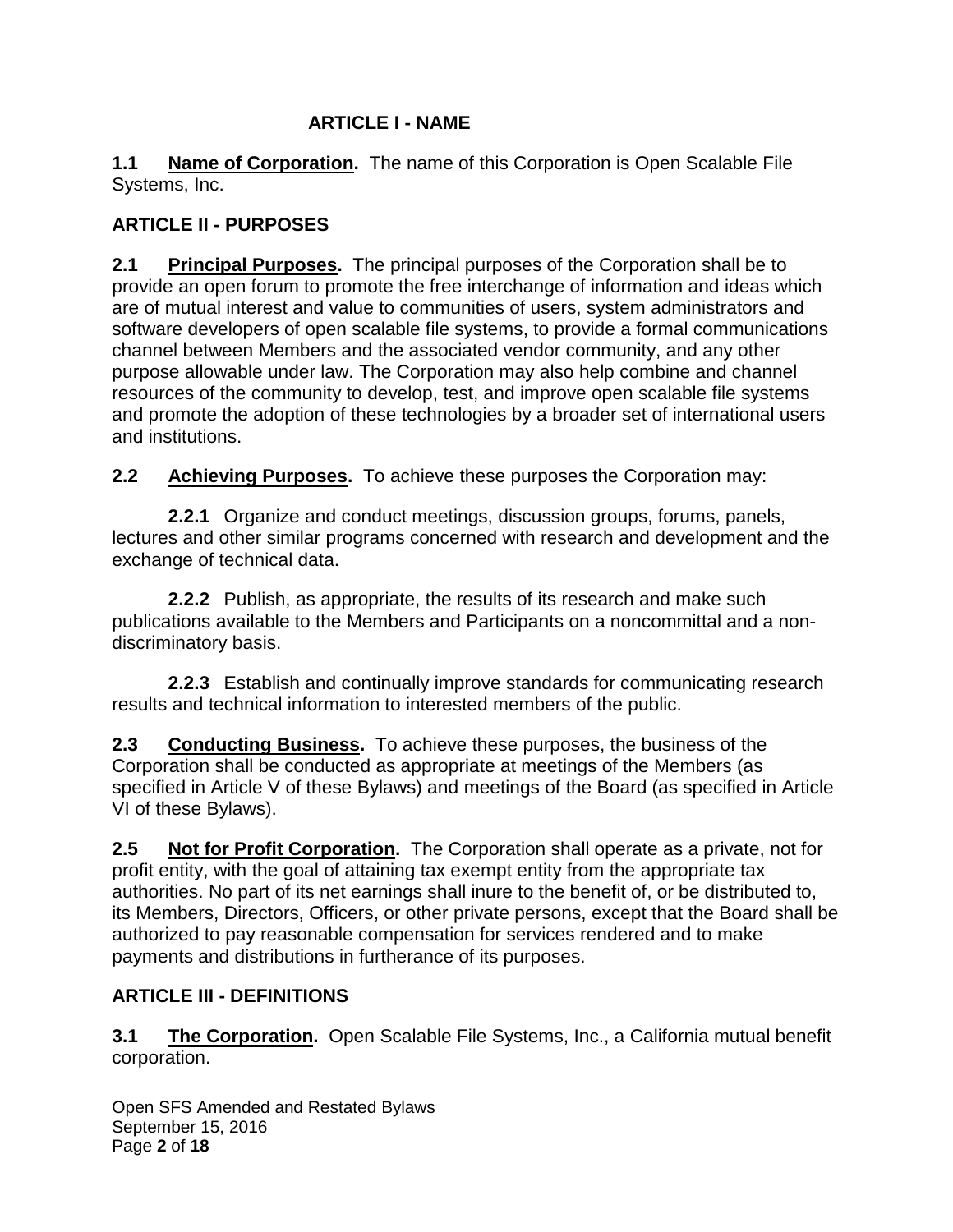## ARTICLE I - NAME

**1.1 Name of Corporation.** The name of this Corporation is Open Scalable File Systems, Inc.

## ARTICLE II - PURPOSES

**2.1 Principal Purposes.** The principal purposes of the Corporation shall be to provide an open forum to promote the free interchange of information and ideas which are of mutual interest and value to communities of users, system administrators and software developers of open scalable file systems, to provide a formal communications channel between Members and the associated vendor community, and any other purpose allowable under law. The Corporation may also help combine and channel resources of the community to develop, test, and improve open scalable file systems and promote the adoption of these technologies by a broader set of international users and institutions.

**2.2 Achieving Purposes.** To achieve these purposes the Corporation may:

**2.2.1** Organize and conduct meetings, discussion groups, forums, panels, lectures and other similar programs concerned with research and development and the exchange of technical data.

**2.2.2** Publish, as appropriate, the results of its research and make such publications available to the Members and Participants on a noncommittal and a non-discriminatory basis.

**2.2.3** Establish and continually improve standards for communicating research results and technical information to interested members of the public.

**2.3 Conducting Business.** To achieve these purposes, the business of the Corporation shall be conducted as appropriate at meetings of the Members (as specified in Article V of these Bylaws) and meetings of the Board (as specified in Article VI of these Bylaws).

**2.5 Not for Profit Corporation.** The Corporation shall operate as a private, not for profit entity, with the goal of attaining tax exempt entity from the appropriate tax authorities. No part of its net earnings shall inure to the benefit of, or be distributed to, its Members, Directors, Officers, or other private persons, except that the Board shall be authorized to pay reasonable compensation for services rendered and to make payments and distributions in furtherance of its purposes.

## ARTICLE III - DEFINITIONS

**3.1 The Corporation.** Open Scalable File Systems, Inc., a California mutual benefit corporation.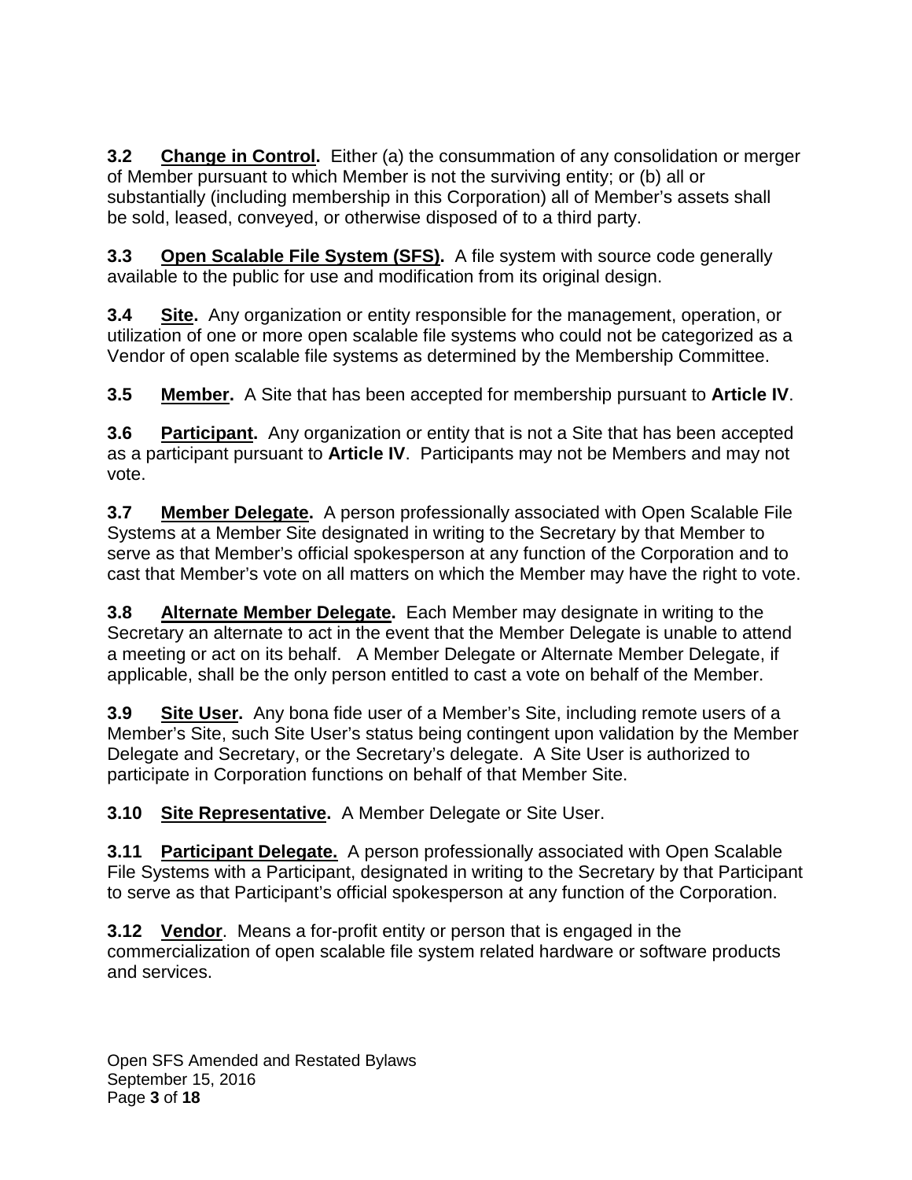**3.2 Change in Control.** Either (a) the consummation of any consolidation or merger of Member pursuant to which Member is not the surviving entity; or (b) all or substantially (including membership in this Corporation) all of Member's assets shall be sold, leased, conveyed, or otherwise disposed of to a third party.

**3.3 Open Scalable File System (SFS).** A file system with source code generally available to the public for use and modification from its original design.

**3.4 Site.** Any organization or entity responsible for the management, operation, or utilization of one or more open scalable file systems who could not be categorized as a Vendor of open scalable file systems as determined by the Membership Committee.

**3.5 Member.** A Site that has been accepted for membership pursuant to **Article IV**.

**3.6 Participant.** Any organization or entity that is not a Site that has been accepted as a participant pursuant to **Article IV**. Participants may not be Members and may not vote.

**3.7 Member Delegate.** A person professionally associated with Open Scalable File Systems at a Member Site designated in writing to the Secretary by that Member to serve as that Member's official spokesperson at any function of the Corporation and to cast that Member's vote on all matters on which the Member may have the right to vote.

**3.8 Alternate Member Delegate.** Each Member may designate in writing to the Secretary an alternate to act in the event that the Member Delegate is unable to attend a meeting or act on its behalf. A Member Delegate or Alternate Member Delegate, if applicable, shall be the only person entitled to cast a vote on behalf of the Member.

**3.9 Site User.** Any bona fide user of a Member's Site, including remote users of a Member's Site, such Site User's status being contingent upon validation by the Member Delegate and Secretary, or the Secretary's delegate. A Site User is authorized to participate in Corporation functions on behalf of that Member Site.

**3.10 Site Representative.** A Member Delegate or Site User.

**3.11 Participant Delegate.** A person professionally associated with Open Scalable File Systems with a Participant, designated in writing to the Secretary by that Participant to serve as that Participant's official spokesperson at any function of the Corporation.

**3.12 Vendor**. Means a for-profit entity or person that is engaged in the commercialization of open scalable file system related hardware or software products and services.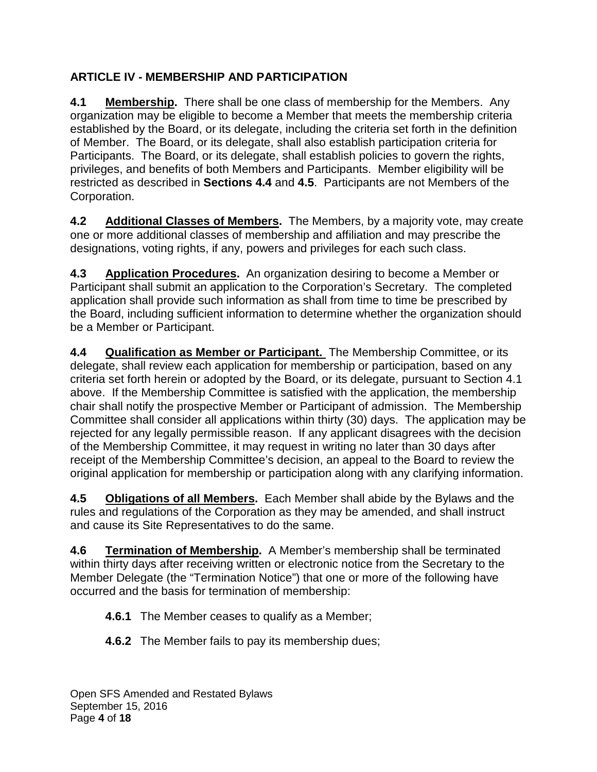## ARTICLE IV - MEMBERSHIP AND PARTICIPATION

**4.1 Membership.** There shall be one class of membership for the Members. Any organization may be eligible to become a Member that meets the membership criteria established by the Board, or its delegate, including the criteria set forth in the definition of Member. The Board, or its delegate, shall also establish participation criteria for Participants. The Board, or its delegate, shall establish policies to govern the rights, privileges, and benefits of both Members and Participants. Member eligibility will be restricted as described in **Sections 4.4** and **4.5**. Participants are not Members of the Corporation.

**4.2 Additional Classes of Members.** The Members, by a majority vote, may create one or more additional classes of membership and affiliation and may prescribe the designations, voting rights, if any, powers and privileges for each such class.

**4.3 Application Procedures.** An organization desiring to become a Member or Participant shall submit an application to the Corporation's Secretary. The completed application shall provide such information as shall from time to time be prescribed by the Board, including sufficient information to determine whether the organization should be a Member or Participant.

**4.4 Qualification as Member or Participant.** The Membership Committee, or its delegate, shall review each application for membership or participation, based on any criteria set forth herein or adopted by the Board, or its delegate, pursuant to Section 4.1 above. If the Membership Committee is satisfied with the application, the membership chair shall notify the prospective Member or Participant of admission. The Membership Committee shall consider all applications within thirty (30) days. The application may be rejected for any legally permissible reason. If any applicant disagrees with the decision of the Membership Committee, it may request in writing no later than 30 days after receipt of the Membership Committee's decision, an appeal to the Board to review the original application for membership or participation along with any clarifying information.

**4.5 Obligations of all Members.** Each Member shall abide by the Bylaws and the rules and regulations of the Corporation as they may be amended, and shall instruct and cause its Site Representatives to do the same.

**4.6 Termination of Membership.** A Member's membership shall be terminated within thirty days after receiving written or electronic notice from the Secretary to the Member Delegate (the "Termination Notice") that one or more of the following have occurred and the basis for termination of membership:

**4.6.1** The Member ceases to qualify as a Member;

**4.6.2** The Member fails to pay its membership dues;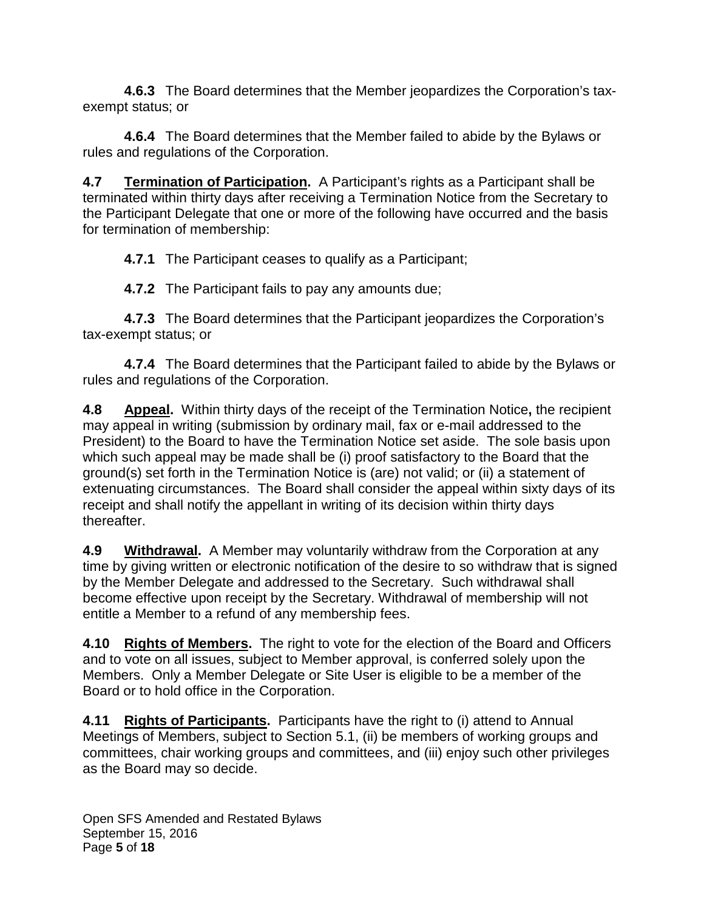**4.6.3** The Board determines that the Member jeopardizes the Corporation's tax-exempt status; or

**4.6.4** The Board determines that the Member failed to abide by the Bylaws or rules and regulations of the Corporation.

**4.7 Termination of Participation.** A Participant's rights as a Participant shall be terminated within thirty days after receiving a Termination Notice from the Secretary to the Participant Delegate that one or more of the following have occurred and the basis for termination of membership:

**4.7.1** The Participant ceases to qualify as a Participant;

**4.7.2** The Participant fails to pay any amounts due;

**4.7.3** The Board determines that the Participant jeopardizes the Corporation's tax-exempt status; or

**4.7.4** The Board determines that the Participant failed to abide by the Bylaws or rules and regulations of the Corporation.

**4.8 Appeal.** Within thirty days of the receipt of the Termination Notice**,** the recipient may appeal in writing (submission by ordinary mail, fax or e-mail addressed to the President) to the Board to have the Termination Notice set aside. The sole basis upon which such appeal may be made shall be (i) proof satisfactory to the Board that the ground(s) set forth in the Termination Notice is (are) not valid; or (ii) a statement of extenuating circumstances. The Board shall consider the appeal within sixty days of its receipt and shall notify the appellant in writing of its decision within thirty days thereafter.

**4.9 Withdrawal.** A Member may voluntarily withdraw from the Corporation at any time by giving written or electronic notification of the desire to so withdraw that is signed by the Member Delegate and addressed to the Secretary. Such withdrawal shall become effective upon receipt by the Secretary. Withdrawal of membership will not entitle a Member to a refund of any membership fees.

**4.10 Rights of Members.** The right to vote for the election of the Board and Officers and to vote on all issues, subject to Member approval, is conferred solely upon the Members. Only a Member Delegate or Site User is eligible to be a member of the Board or to hold office in the Corporation.

**4.11 Rights of Participants.** Participants have the right to (i) attend to Annual Meetings of Members, subject to Section 5.1, (ii) be members of working groups and committees, chair working groups and committees, and (iii) enjoy such other privileges as the Board may so decide.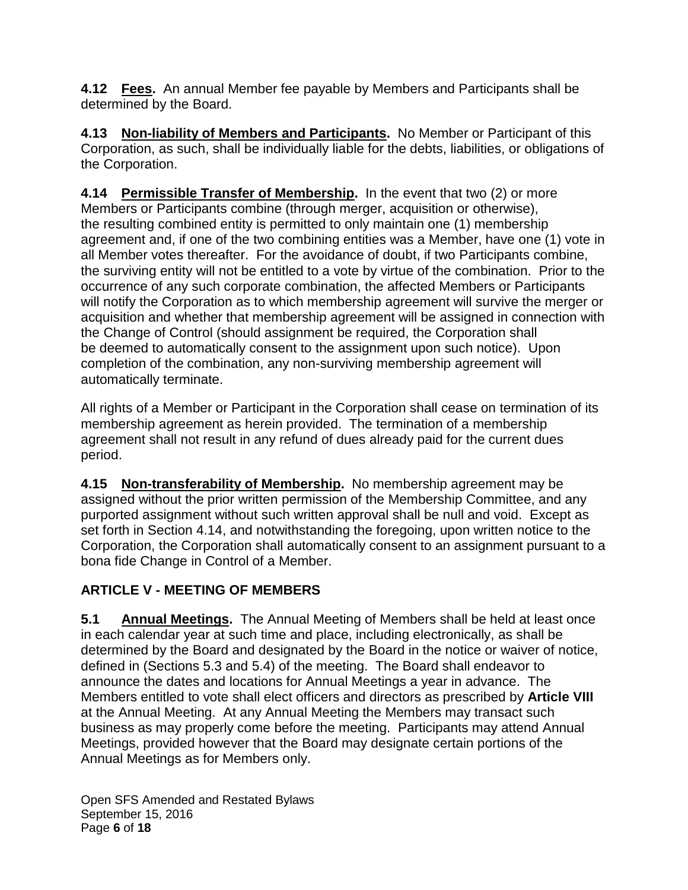**4.12 Fees.** An annual Member fee payable by Members and Participants shall be determined by the Board.

**4.13 Non-liability of Members and Participants.** No Member or Participant of this Corporation, as such, shall be individually liable for the debts, liabilities, or obligations of the Corporation.

**4.14 Permissible Transfer of Membership.** In the event that two (2) or more Members or Participants combine (through merger, acquisition or otherwise), the resulting combined entity is permitted to only maintain one (1) membership agreement and, if one of the two combining entities was a Member, have one (1) vote in all Member votes thereafter. For the avoidance of doubt, if two Participants combine, the surviving entity will not be entitled to a vote by virtue of the combination. Prior to the occurrence of any such corporate combination, the affected Members or Participants will notify the Corporation as to which membership agreement will survive the merger or acquisition and whether that membership agreement will be assigned in connection with the Change of Control (should assignment be required, the Corporation shall be deemed to automatically consent to the assignment upon such notice). Upon completion of the combination, any non-surviving membership agreement will automatically terminate.

All rights of a Member or Participant in the Corporation shall cease on termination of its membership agreement as herein provided. The termination of a membership agreement shall not result in any refund of dues already paid for the current dues period.

**4.15 Non-transferability of Membership.** No membership agreement may be assigned without the prior written permission of the Membership Committee, and any purported assignment without such written approval shall be null and void. Except as set forth in Section 4.14, and notwithstanding the foregoing, upon written notice to the Corporation, the Corporation shall automatically consent to an assignment pursuant to a bona fide Change in Control of a Member.

## ARTICLE V - MEETING OF MEMBERS

**5.1 Annual Meetings.** The Annual Meeting of Members shall be held at least once in each calendar year at such time and place, including electronically, as shall be determined by the Board and designated by the Board in the notice or waiver of notice, defined in (Sections 5.3 and 5.4) of the meeting. The Board shall endeavor to announce the dates and locations for Annual Meetings a year in advance. The Members entitled to vote shall elect officers and directors as prescribed by **Article VIII** at the Annual Meeting. At any Annual Meeting the Members may transact such business as may properly come before the meeting. Participants may attend Annual Meetings, provided however that the Board may designate certain portions of the Annual Meetings as for Members only.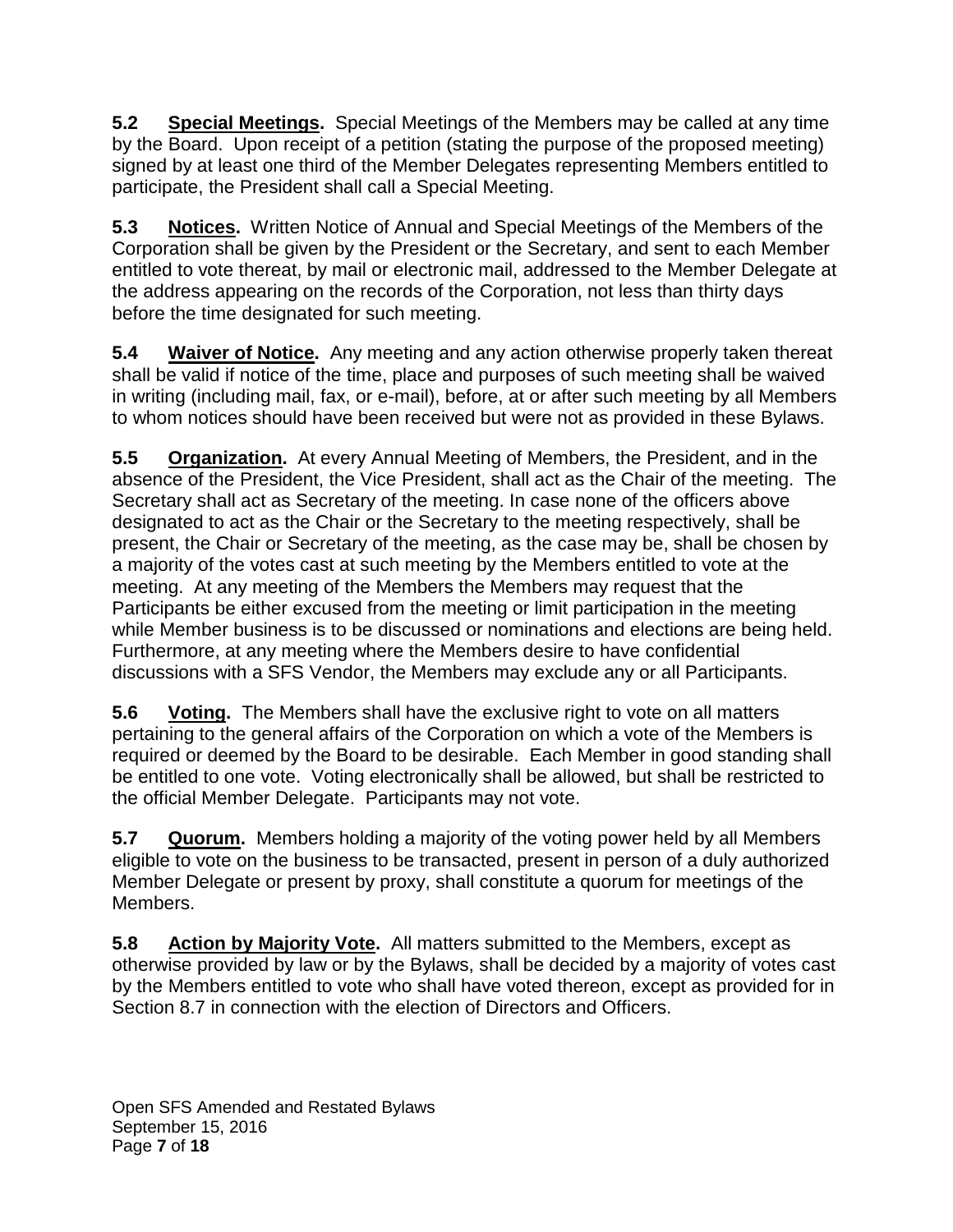**5.2 Special Meetings.** Special Meetings of the Members may be called at any time by the Board. Upon receipt of a petition (stating the purpose of the proposed meeting) signed by at least one third of the Member Delegates representing Members entitled to participate, the President shall call a Special Meeting.

**5.3 Notices.** Written Notice of Annual and Special Meetings of the Members of the Corporation shall be given by the President or the Secretary, and sent to each Member entitled to vote thereat, by mail or electronic mail, addressed to the Member Delegate at the address appearing on the records of the Corporation, not less than thirty days before the time designated for such meeting.

**5.4 Waiver of Notice.** Any meeting and any action otherwise properly taken thereat shall be valid if notice of the time, place and purposes of such meeting shall be waived in writing (including mail, fax, or e-mail), before, at or after such meeting by all Members to whom notices should have been received but were not as provided in these Bylaws.

**5.5 Organization.** At every Annual Meeting of Members, the President, and in the absence of the President, the Vice President, shall act as the Chair of the meeting. The Secretary shall act as Secretary of the meeting. In case none of the officers above designated to act as the Chair or the Secretary to the meeting respectively, shall be present, the Chair or Secretary of the meeting, as the case may be, shall be chosen by a majority of the votes cast at such meeting by the Members entitled to vote at the meeting. At any meeting of the Members the Members may request that the Participants be either excused from the meeting or limit participation in the meeting while Member business is to be discussed or nominations and elections are being held. Furthermore, at any meeting where the Members desire to have confidential discussions with a SFS Vendor, the Members may exclude any or all Participants.

**5.6 Voting.** The Members shall have the exclusive right to vote on all matters pertaining to the general affairs of the Corporation on which a vote of the Members is required or deemed by the Board to be desirable. Each Member in good standing shall be entitled to one vote. Voting electronically shall be allowed, but shall be restricted to the official Member Delegate. Participants may not vote.

**5.7 Quorum.** Members holding a majority of the voting power held by all Members eligible to vote on the business to be transacted, present in person of a duly authorized Member Delegate or present by proxy, shall constitute a quorum for meetings of the Members.

**5.8 Action by Majority Vote.** All matters submitted to the Members, except as otherwise provided by law or by the Bylaws, shall be decided by a majority of votes cast by the Members entitled to vote who shall have voted thereon, except as provided for in Section 8.7 in connection with the election of Directors and Officers.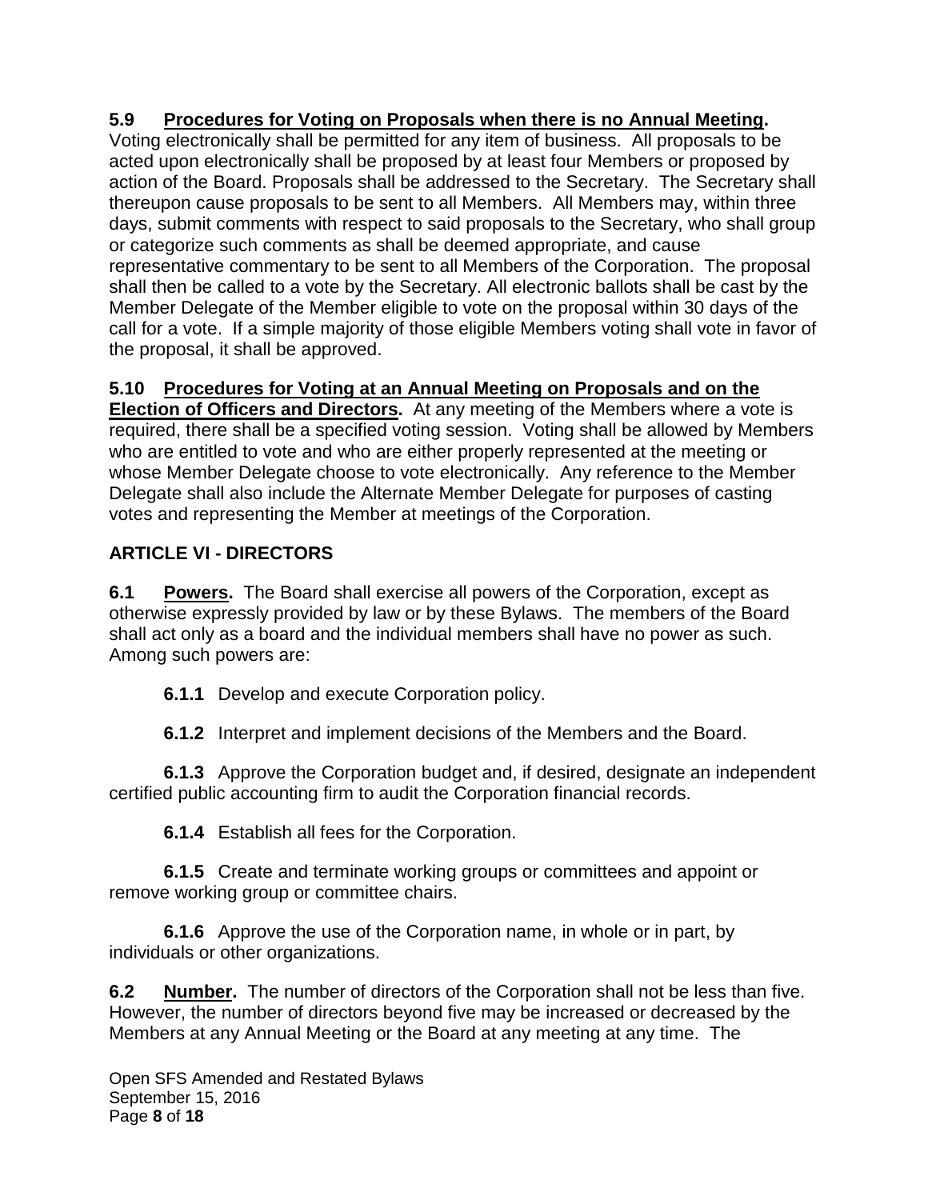**5.9 Procedures for Voting on Proposals when there is no Annual Meeting.** Voting electronically shall be permitted for any item of business. All proposals to be acted upon electronically shall be proposed by at least four Members or proposed by action of the Board. Proposals shall be addressed to the Secretary. The Secretary shall thereupon cause proposals to be sent to all Members. All Members may, within three days, submit comments with respect to said proposals to the Secretary, who shall group or categorize such comments as shall be deemed appropriate, and cause representative commentary to be sent to all Members of the Corporation. The proposal shall then be called to a vote by the Secretary. All electronic ballots shall be cast by the Member Delegate of the Member eligible to vote on the proposal within 30 days of the call for a vote. If a simple majority of those eligible Members voting shall vote in favor of the proposal, it shall be approved.

**5.10 Procedures for Voting at an Annual Meeting on Proposals and on the Election of Officers and Directors.** At any meeting of the Members where a vote is required, there shall be a specified voting session. Voting shall be allowed by Members who are entitled to vote and who are either properly represented at the meeting or whose Member Delegate choose to vote electronically. Any reference to the Member Delegate shall also include the Alternate Member Delegate for purposes of casting votes and representing the Member at meetings of the Corporation.

## ARTICLE VI - DIRECTORS

**6.1 Powers.** The Board shall exercise all powers of the Corporation, except as otherwise expressly provided by law or by these Bylaws. The members of the Board shall act only as a board and the individual members shall have no power as such. Among such powers are:

**6.1.1** Develop and execute Corporation policy.

**6.1.2** Interpret and implement decisions of the Members and the Board.

**6.1.3** Approve the Corporation budget and, if desired, designate an independent certified public accounting firm to audit the Corporation financial records.

**6.1.4** Establish all fees for the Corporation.

**6.1.5** Create and terminate working groups or committees and appoint or remove working group or committee chairs.

**6.1.6** Approve the use of the Corporation name, in whole or in part, by individuals or other organizations.

**6.2 Number.** The number of directors of the Corporation shall not be less than five. However, the number of directors beyond five may be increased or decreased by the Members at any Annual Meeting or the Board at any meeting at any time. The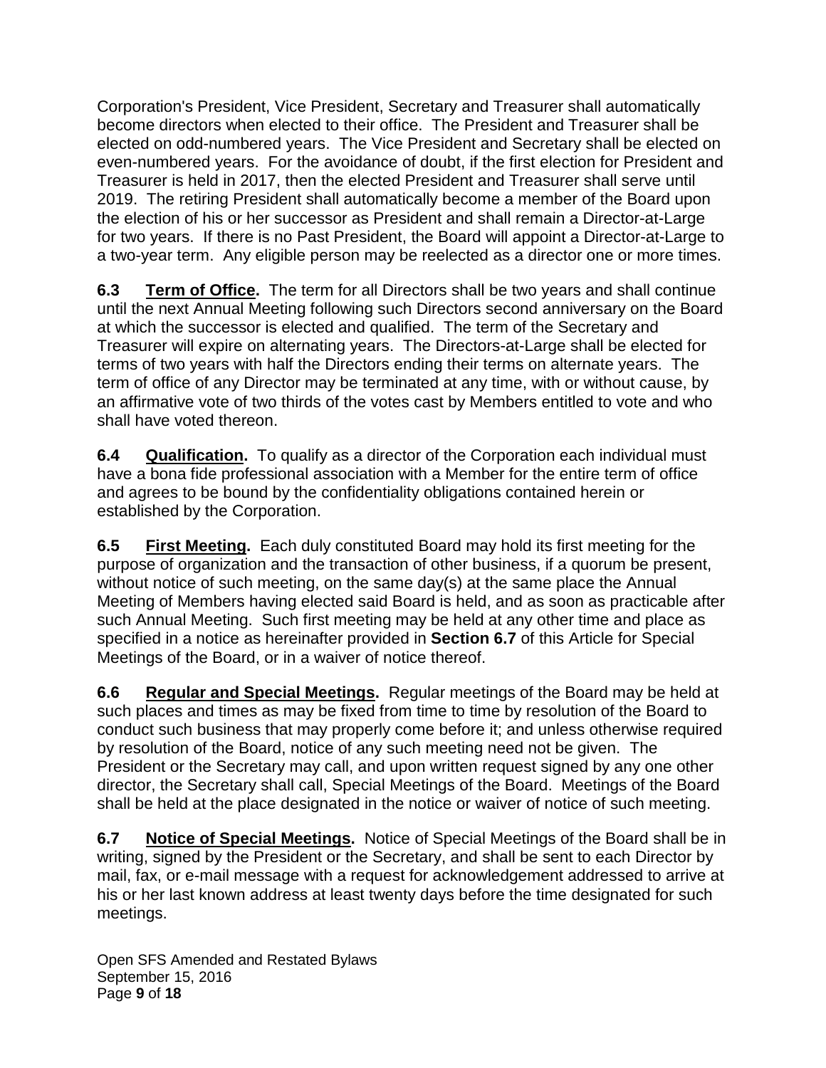Corporation's President, Vice President, Secretary and Treasurer shall automatically become directors when elected to their office. The President and Treasurer shall be elected on odd-numbered years. The Vice President and Secretary shall be elected on even-numbered years. For the avoidance of doubt, if the first election for President and Treasurer is held in 2017, then the elected President and Treasurer shall serve until 2019. The retiring President shall automatically become a member of the Board upon the election of his or her successor as President and shall remain a Director-at-Large for two years. If there is no Past President, the Board will appoint a Director-at-Large to a two-year term. Any eligible person may be reelected as a director one or more times.

**6.3 Term of Office.** The term for all Directors shall be two years and shall continue until the next Annual Meeting following such Directors second anniversary on the Board at which the successor is elected and qualified. The term of the Secretary and Treasurer will expire on alternating years. The Directors-at-Large shall be elected for terms of two years with half the Directors ending their terms on alternate years. The term of office of any Director may be terminated at any time, with or without cause, by an affirmative vote of two thirds of the votes cast by Members entitled to vote and who shall have voted thereon.

**6.4 Qualification.** To qualify as a director of the Corporation each individual must have a bona fide professional association with a Member for the entire term of office and agrees to be bound by the confidentiality obligations contained herein or established by the Corporation.

**6.5 First Meeting.** Each duly constituted Board may hold its first meeting for the purpose of organization and the transaction of other business, if a quorum be present, without notice of such meeting, on the same day(s) at the same place the Annual Meeting of Members having elected said Board is held, and as soon as practicable after such Annual Meeting. Such first meeting may be held at any other time and place as specified in a notice as hereinafter provided in **Section 6.7** of this Article for Special Meetings of the Board, or in a waiver of notice thereof.

**6.6 Regular and Special Meetings.** Regular meetings of the Board may be held at such places and times as may be fixed from time to time by resolution of the Board to conduct such business that may properly come before it; and unless otherwise required by resolution of the Board, notice of any such meeting need not be given. The President or the Secretary may call, and upon written request signed by any one other director, the Secretary shall call, Special Meetings of the Board. Meetings of the Board shall be held at the place designated in the notice or waiver of notice of such meeting.

**6.7 Notice of Special Meetings.** Notice of Special Meetings of the Board shall be in writing, signed by the President or the Secretary, and shall be sent to each Director by mail, fax, or e-mail message with a request for acknowledgement addressed to arrive at his or her last known address at least twenty days before the time designated for such meetings.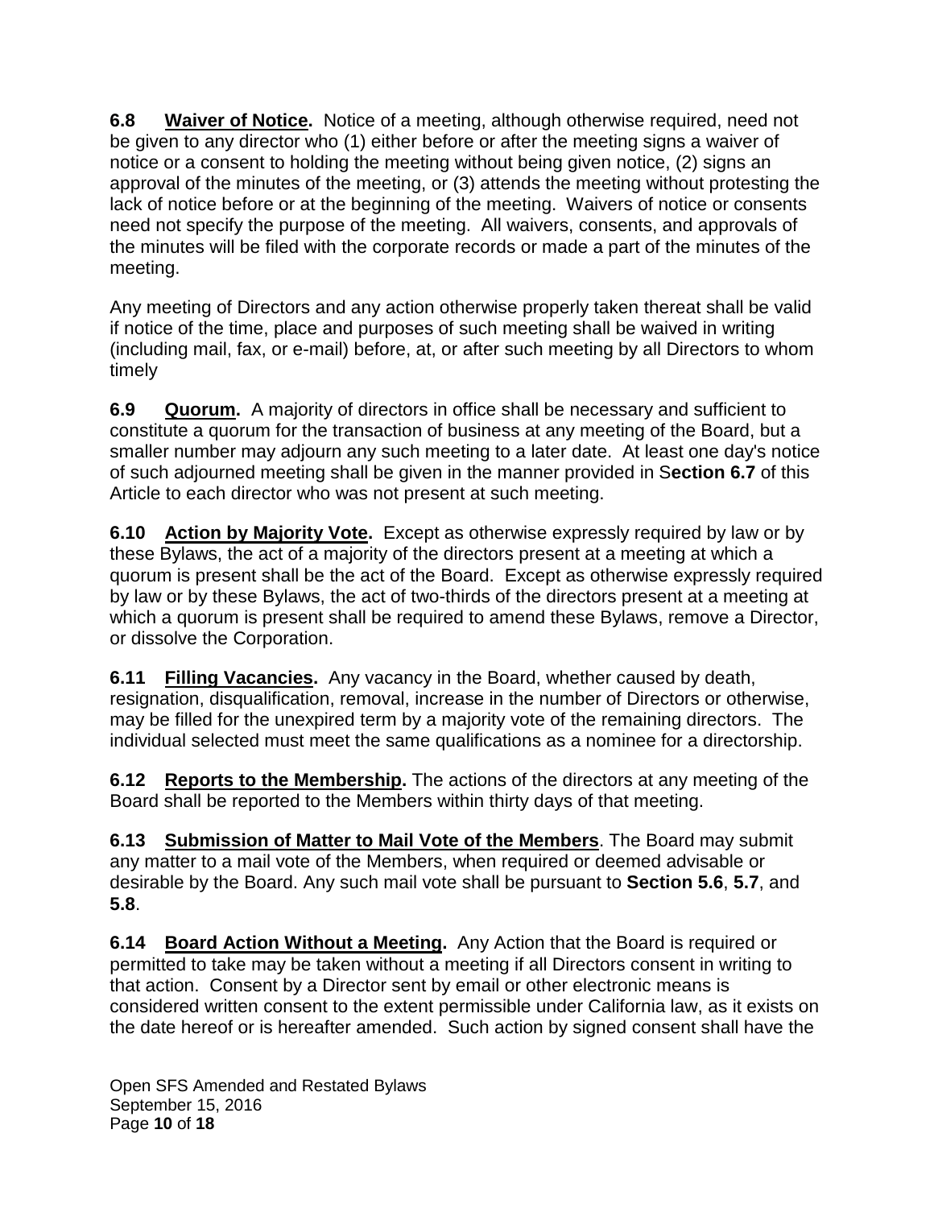**6.8 <u>Waiver of Notice</u>.** Notice of a meeting, although otherwise required, need not be given to any director who (1) either before or after the meeting signs a waiver of notice or a consent to holding the meeting without being given notice, (2) signs an approval of the minutes of the meeting, or (3) attends the meeting without protesting the lack of notice before or at the beginning of the meeting. Waivers of notice or consents need not specify the purpose of the meeting. All waivers, consents, and approvals of the minutes will be filed with the corporate records or made a part of the minutes of the meeting.

Any meeting of Directors and any action otherwise properly taken thereat shall be valid if notice of the time, place and purposes of such meeting shall be waived in writing (including mail, fax, or e-mail) before, at, or after such meeting by all Directors to whom timely

**6.9 <u>Quorum</u>.** A majority of directors in office shall be necessary and sufficient to constitute a quorum for the transaction of business at any meeting of the Board, but a smaller number may adjourn any such meeting to a later date. At least one day's notice of such adjourned meeting shall be given in the manner provided in S**ection 6.7** of this Article to each director who was not present at such meeting.

**6.10 <u>Action by Majority Vote</u>.** Except as otherwise expressly required by law or by these Bylaws, the act of a majority of the directors present at a meeting at which a quorum is present shall be the act of the Board. Except as otherwise expressly required by law or by these Bylaws, the act of two-thirds of the directors present at a meeting at which a quorum is present shall be required to amend these Bylaws, remove a Director, or dissolve the Corporation.

**6.11 <u>Filling Vacancies</u>.** Any vacancy in the Board, whether caused by death, resignation, disqualification, removal, increase in the number of Directors or otherwise, may be filled for the unexpired term by a majority vote of the remaining directors. The individual selected must meet the same qualifications as a nominee for a directorship.

**6.12 <u>Reports to the Membership</u>.** The actions of the directors at any meeting of the Board shall be reported to the Members within thirty days of that meeting.

**6.13 <u>Submission of Matter to Mail Vote of the Members</u>**. The Board may submit any matter to a mail vote of the Members, when required or deemed advisable or desirable by the Board. Any such mail vote shall be pursuant to **Section 5.6**, **5.7**, and **5.8**.

**6.14 <u>Board Action Without a Meeting</u>.** Any Action that the Board is required or permitted to take may be taken without a meeting if all Directors consent in writing to that action. Consent by a Director sent by email or other electronic means is considered written consent to the extent permissible under California law, as it exists on the date hereof or is hereafter amended. Such action by signed consent shall have the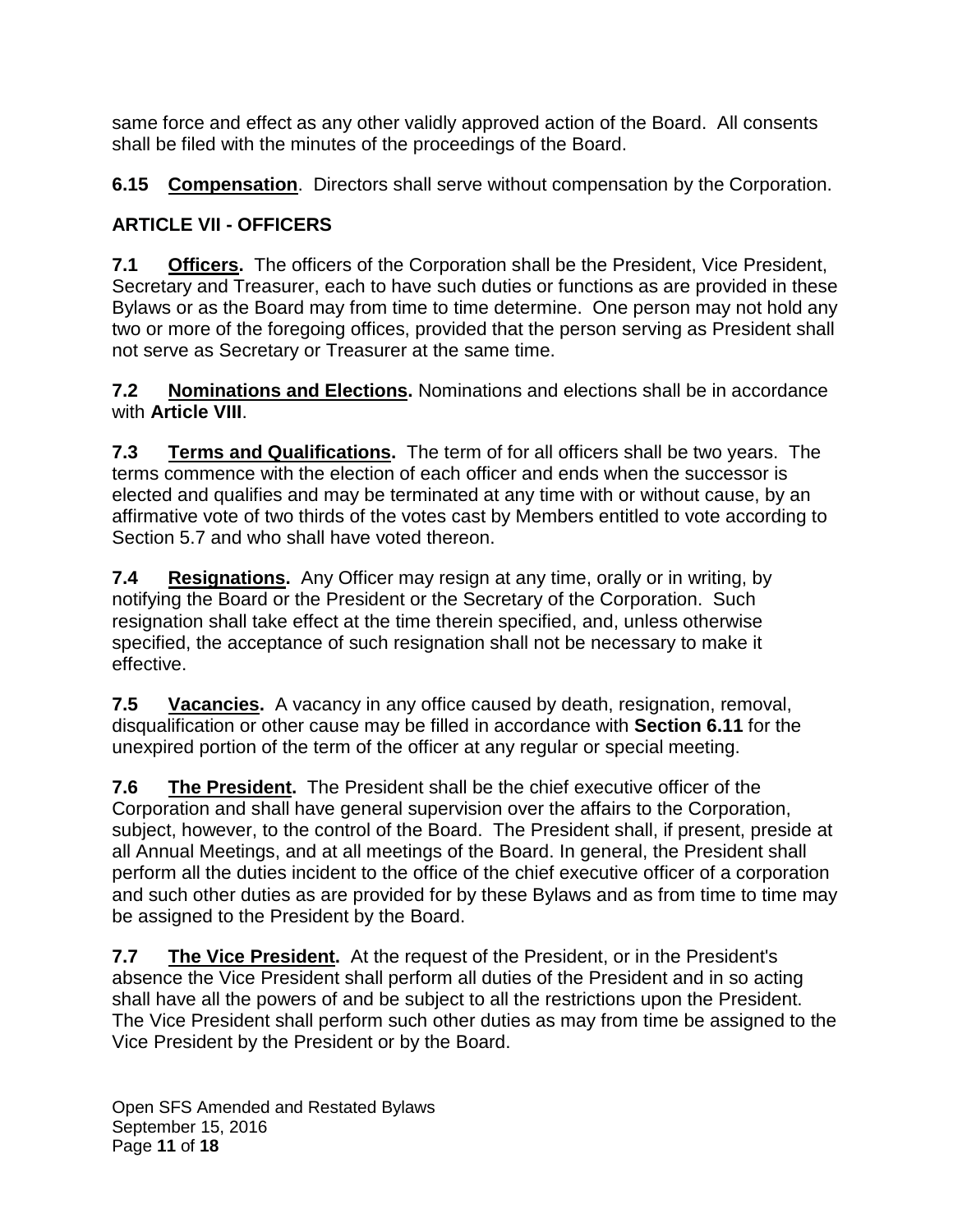same force and effect as any other validly approved action of the Board. All consents shall be filed with the minutes of the proceedings of the Board.

**6.15 Compensation**. Directors shall serve without compensation by the Corporation.

## ARTICLE VII - OFFICERS

**7.1 Officers.** The officers of the Corporation shall be the President, Vice President, Secretary and Treasurer, each to have such duties or functions as are provided in these Bylaws or as the Board may from time to time determine. One person may not hold any two or more of the foregoing offices, provided that the person serving as President shall not serve as Secretary or Treasurer at the same time.

**7.2 Nominations and Elections.** Nominations and elections shall be in accordance with **Article VIII**.

**7.3 Terms and Qualifications.** The term of for all officers shall be two years. The terms commence with the election of each officer and ends when the successor is elected and qualifies and may be terminated at any time with or without cause, by an affirmative vote of two thirds of the votes cast by Members entitled to vote according to Section 5.7 and who shall have voted thereon.

**7.4 Resignations.** Any Officer may resign at any time, orally or in writing, by notifying the Board or the President or the Secretary of the Corporation. Such resignation shall take effect at the time therein specified, and, unless otherwise specified, the acceptance of such resignation shall not be necessary to make it effective.

**7.5 Vacancies.** A vacancy in any office caused by death, resignation, removal, disqualification or other cause may be filled in accordance with **Section 6.11** for the unexpired portion of the term of the officer at any regular or special meeting.

**7.6 The President.** The President shall be the chief executive officer of the Corporation and shall have general supervision over the affairs to the Corporation, subject, however, to the control of the Board. The President shall, if present, preside at all Annual Meetings, and at all meetings of the Board. In general, the President shall perform all the duties incident to the office of the chief executive officer of a corporation and such other duties as are provided for by these Bylaws and as from time to time may be assigned to the President by the Board.

**7.7 The Vice President.** At the request of the President, or in the President's absence the Vice President shall perform all duties of the President and in so acting shall have all the powers of and be subject to all the restrictions upon the President. The Vice President shall perform such other duties as may from time be assigned to the Vice President by the President or by the Board.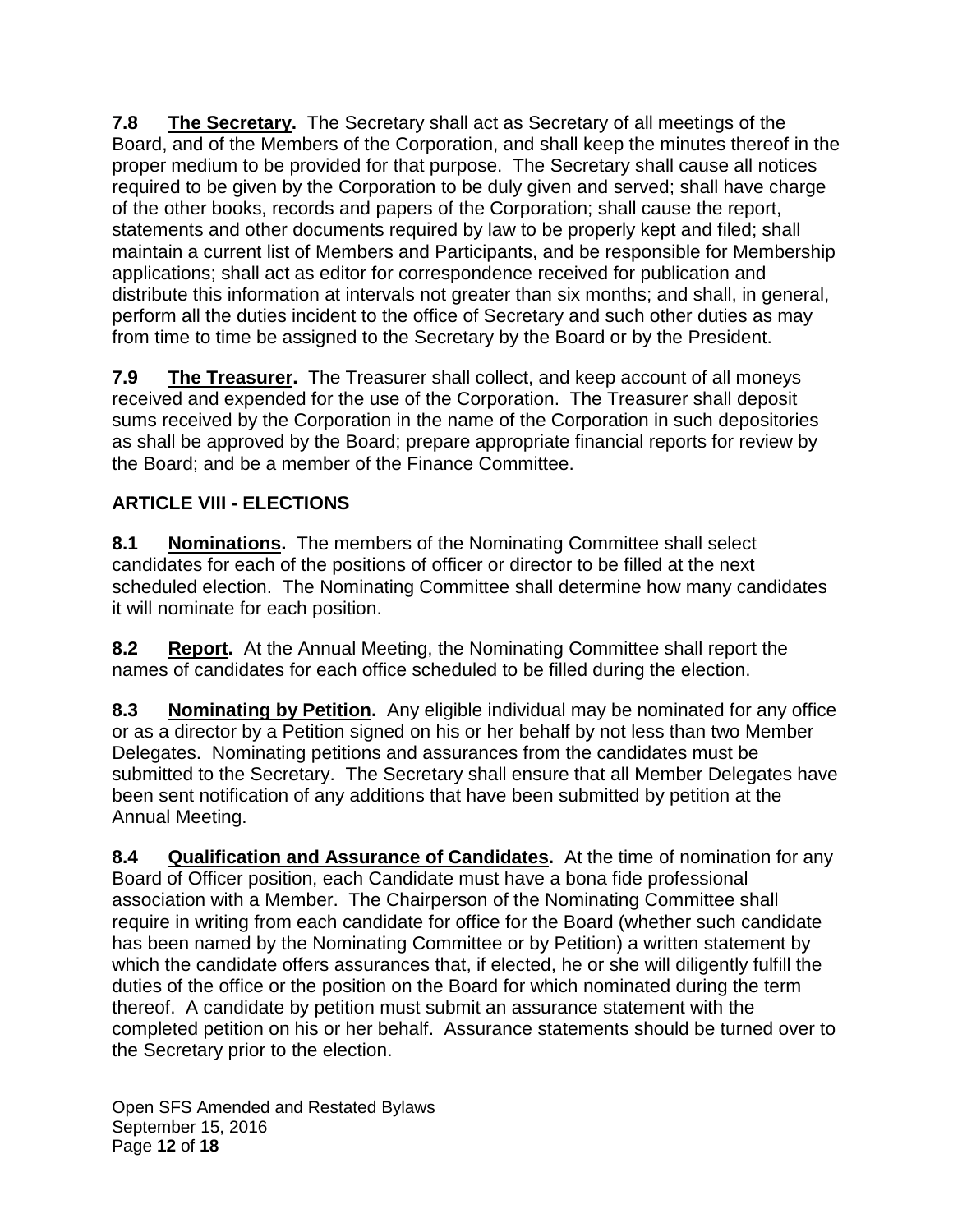**7.8 The Secretary.** The Secretary shall act as Secretary of all meetings of the Board, and of the Members of the Corporation, and shall keep the minutes thereof in the proper medium to be provided for that purpose. The Secretary shall cause all notices required to be given by the Corporation to be duly given and served; shall have charge of the other books, records and papers of the Corporation; shall cause the report, statements and other documents required by law to be properly kept and filed; shall maintain a current list of Members and Participants, and be responsible for Membership applications; shall act as editor for correspondence received for publication and distribute this information at intervals not greater than six months; and shall, in general, perform all the duties incident to the office of Secretary and such other duties as may from time to time be assigned to the Secretary by the Board or by the President.

**7.9 The Treasurer.** The Treasurer shall collect, and keep account of all moneys received and expended for the use of the Corporation. The Treasurer shall deposit sums received by the Corporation in the name of the Corporation in such depositories as shall be approved by the Board; prepare appropriate financial reports for review by the Board; and be a member of the Finance Committee.

## ARTICLE VIII - ELECTIONS

**8.1 Nominations.** The members of the Nominating Committee shall select candidates for each of the positions of officer or director to be filled at the next scheduled election. The Nominating Committee shall determine how many candidates it will nominate for each position.

**8.2 Report.** At the Annual Meeting, the Nominating Committee shall report the names of candidates for each office scheduled to be filled during the election.

**8.3 Nominating by Petition.** Any eligible individual may be nominated for any office or as a director by a Petition signed on his or her behalf by not less than two Member Delegates. Nominating petitions and assurances from the candidates must be submitted to the Secretary. The Secretary shall ensure that all Member Delegates have been sent notification of any additions that have been submitted by petition at the Annual Meeting.

**8.4 Qualification and Assurance of Candidates.** At the time of nomination for any Board of Officer position, each Candidate must have a bona fide professional association with a Member. The Chairperson of the Nominating Committee shall require in writing from each candidate for office for the Board (whether such candidate has been named by the Nominating Committee or by Petition) a written statement by which the candidate offers assurances that, if elected, he or she will diligently fulfill the duties of the office or the position on the Board for which nominated during the term thereof. A candidate by petition must submit an assurance statement with the completed petition on his or her behalf. Assurance statements should be turned over to the Secretary prior to the election.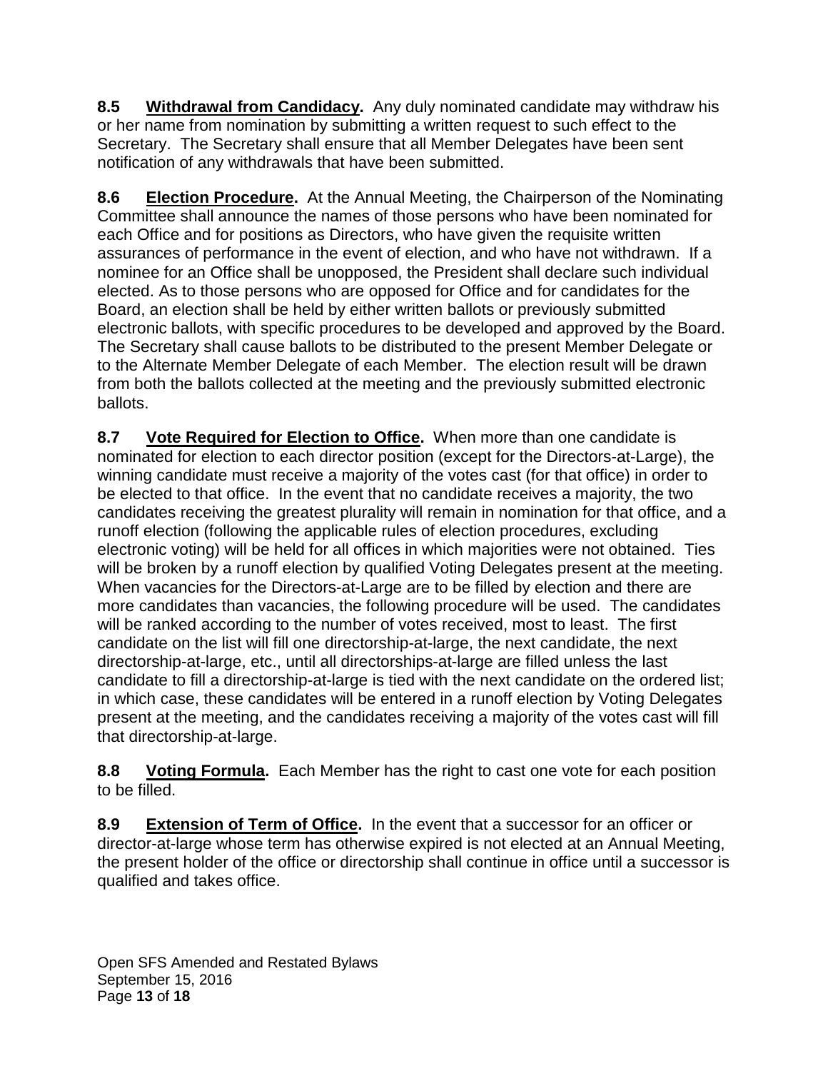**8.5 Withdrawal from Candidacy.** Any duly nominated candidate may withdraw his or her name from nomination by submitting a written request to such effect to the Secretary. The Secretary shall ensure that all Member Delegates have been sent notification of any withdrawals that have been submitted.

**8.6 Election Procedure.** At the Annual Meeting, the Chairperson of the Nominating Committee shall announce the names of those persons who have been nominated for each Office and for positions as Directors, who have given the requisite written assurances of performance in the event of election, and who have not withdrawn. If a nominee for an Office shall be unopposed, the President shall declare such individual elected. As to those persons who are opposed for Office and for candidates for the Board, an election shall be held by either written ballots or previously submitted electronic ballots, with specific procedures to be developed and approved by the Board. The Secretary shall cause ballots to be distributed to the present Member Delegate or to the Alternate Member Delegate of each Member. The election result will be drawn from both the ballots collected at the meeting and the previously submitted electronic ballots.

**8.7 Vote Required for Election to Office.** When more than one candidate is nominated for election to each director position (except for the Directors-at-Large), the winning candidate must receive a majority of the votes cast (for that office) in order to be elected to that office. In the event that no candidate receives a majority, the two candidates receiving the greatest plurality will remain in nomination for that office, and a runoff election (following the applicable rules of election procedures, excluding electronic voting) will be held for all offices in which majorities were not obtained. Ties will be broken by a runoff election by qualified Voting Delegates present at the meeting. When vacancies for the Directors-at-Large are to be filled by election and there are more candidates than vacancies, the following procedure will be used. The candidates will be ranked according to the number of votes received, most to least. The first candidate on the list will fill one directorship-at-large, the next candidate, the next directorship-at-large, etc., until all directorships-at-large are filled unless the last candidate to fill a directorship-at-large is tied with the next candidate on the ordered list; in which case, these candidates will be entered in a runoff election by Voting Delegates present at the meeting, and the candidates receiving a majority of the votes cast will fill that directorship-at-large.

**8.8 Voting Formula.** Each Member has the right to cast one vote for each position to be filled.

**8.9 Extension of Term of Office.** In the event that a successor for an officer or director-at-large whose term has otherwise expired is not elected at an Annual Meeting, the present holder of the office or directorship shall continue in office until a successor is qualified and takes office.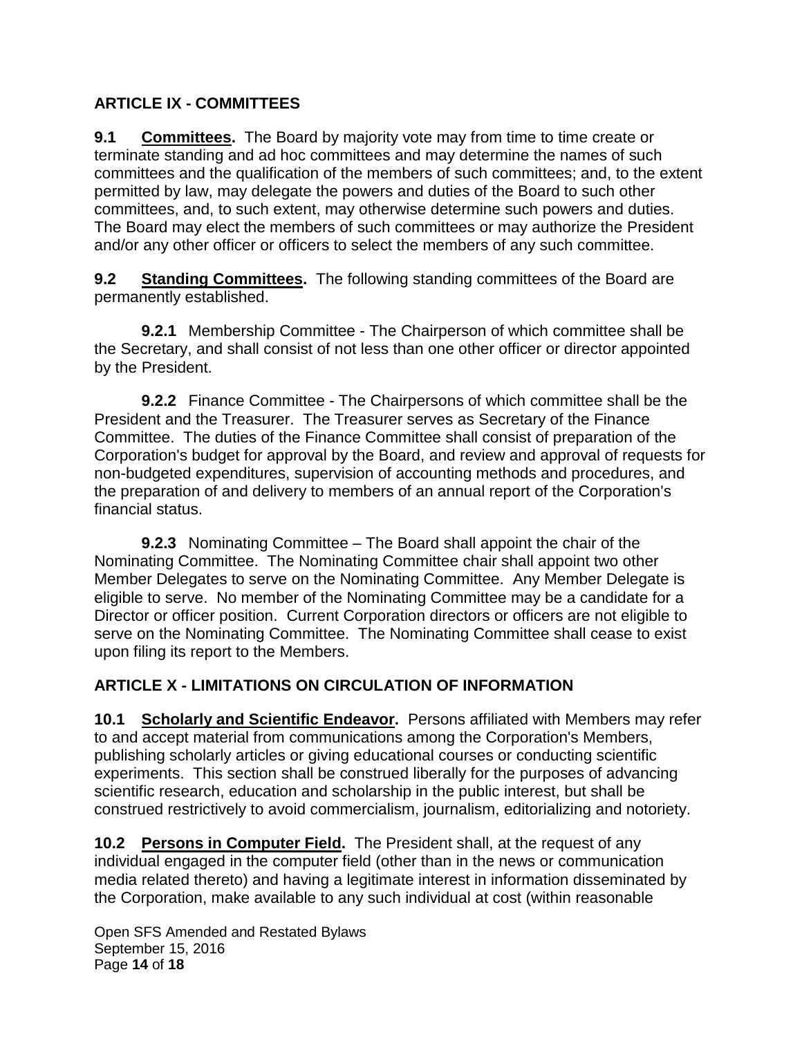## ARTICLE IX - COMMITTEES

**9.1 Committees.** The Board by majority vote may from time to time create or terminate standing and ad hoc committees and may determine the names of such committees and the qualification of the members of such committees; and, to the extent permitted by law, may delegate the powers and duties of the Board to such other committees, and, to such extent, may otherwise determine such powers and duties. The Board may elect the members of such committees or may authorize the President and/or any other officer or officers to select the members of any such committee.

**9.2 Standing Committees.** The following standing committees of the Board are permanently established.

**9.2.1** Membership Committee - The Chairperson of which committee shall be the Secretary, and shall consist of not less than one other officer or director appointed by the President.

**9.2.2** Finance Committee - The Chairpersons of which committee shall be the President and the Treasurer. The Treasurer serves as Secretary of the Finance Committee. The duties of the Finance Committee shall consist of preparation of the Corporation's budget for approval by the Board, and review and approval of requests for non-budgeted expenditures, supervision of accounting methods and procedures, and the preparation of and delivery to members of an annual report of the Corporation's financial status.

**9.2.3** Nominating Committee – The Board shall appoint the chair of the Nominating Committee. The Nominating Committee chair shall appoint two other Member Delegates to serve on the Nominating Committee. Any Member Delegate is eligible to serve. No member of the Nominating Committee may be a candidate for a Director or officer position. Current Corporation directors or officers are not eligible to serve on the Nominating Committee. The Nominating Committee shall cease to exist upon filing its report to the Members.

## ARTICLE X - LIMITATIONS ON CIRCULATION OF INFORMATION

**10.1 Scholarly and Scientific Endeavor.** Persons affiliated with Members may refer to and accept material from communications among the Corporation's Members, publishing scholarly articles or giving educational courses or conducting scientific experiments. This section shall be construed liberally for the purposes of advancing scientific research, education and scholarship in the public interest, but shall be construed restrictively to avoid commercialism, journalism, editorializing and notoriety.

**10.2 Persons in Computer Field.** The President shall, at the request of any individual engaged in the computer field (other than in the news or communication media related thereto) and having a legitimate interest in information disseminated by the Corporation, make available to any such individual at cost (within reasonable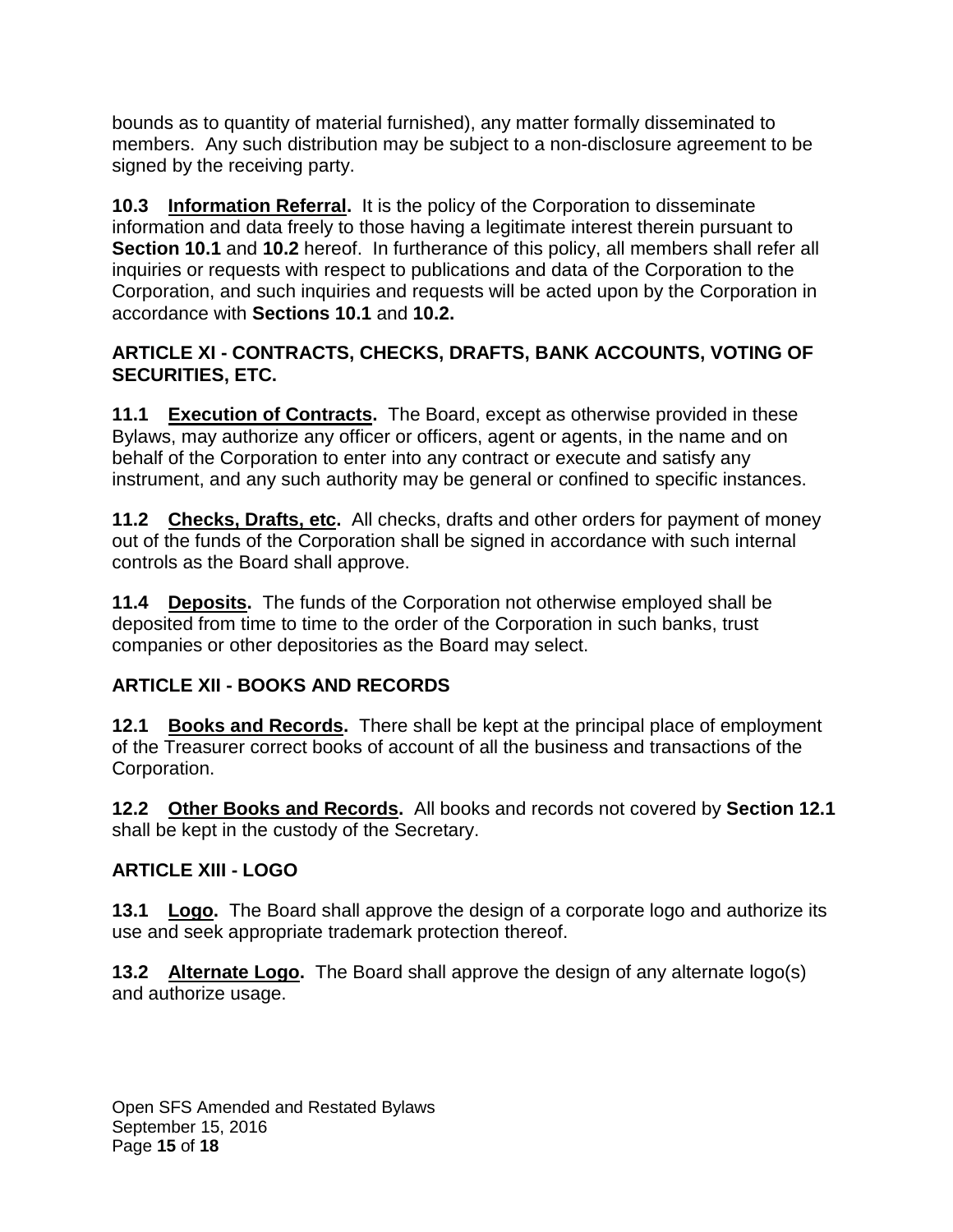bounds as to quantity of material furnished), any matter formally disseminated to members. Any such distribution may be subject to a non-disclosure agreement to be signed by the receiving party.

**10.3 Information Referral.** It is the policy of the Corporation to disseminate information and data freely to those having a legitimate interest therein pursuant to **Section 10.1** and **10.2** hereof. In furtherance of this policy, all members shall refer all inquiries or requests with respect to publications and data of the Corporation to the Corporation, and such inquiries and requests will be acted upon by the Corporation in accordance with **Sections 10.1** and **10.2.**

## ARTICLE XI - CONTRACTS, CHECKS, DRAFTS, BANK ACCOUNTS, VOTING OF SECURITIES, ETC.

**11.1 Execution of Contracts.** The Board, except as otherwise provided in these Bylaws, may authorize any officer or officers, agent or agents, in the name and on behalf of the Corporation to enter into any contract or execute and satisfy any instrument, and any such authority may be general or confined to specific instances.

**11.2 Checks, Drafts, etc.** All checks, drafts and other orders for payment of money out of the funds of the Corporation shall be signed in accordance with such internal controls as the Board shall approve.

**11.4 Deposits.** The funds of the Corporation not otherwise employed shall be deposited from time to time to the order of the Corporation in such banks, trust companies or other depositories as the Board may select.

## ARTICLE XII - BOOKS AND RECORDS

**12.1 Books and Records.** There shall be kept at the principal place of employment of the Treasurer correct books of account of all the business and transactions of the Corporation.

**12.2 Other Books and Records.** All books and records not covered by **Section 12.1** shall be kept in the custody of the Secretary.

## ARTICLE XIII - LOGO

**13.1 Logo.** The Board shall approve the design of a corporate logo and authorize its use and seek appropriate trademark protection thereof.

**13.2 Alternate Logo.** The Board shall approve the design of any alternate logo(s) and authorize usage.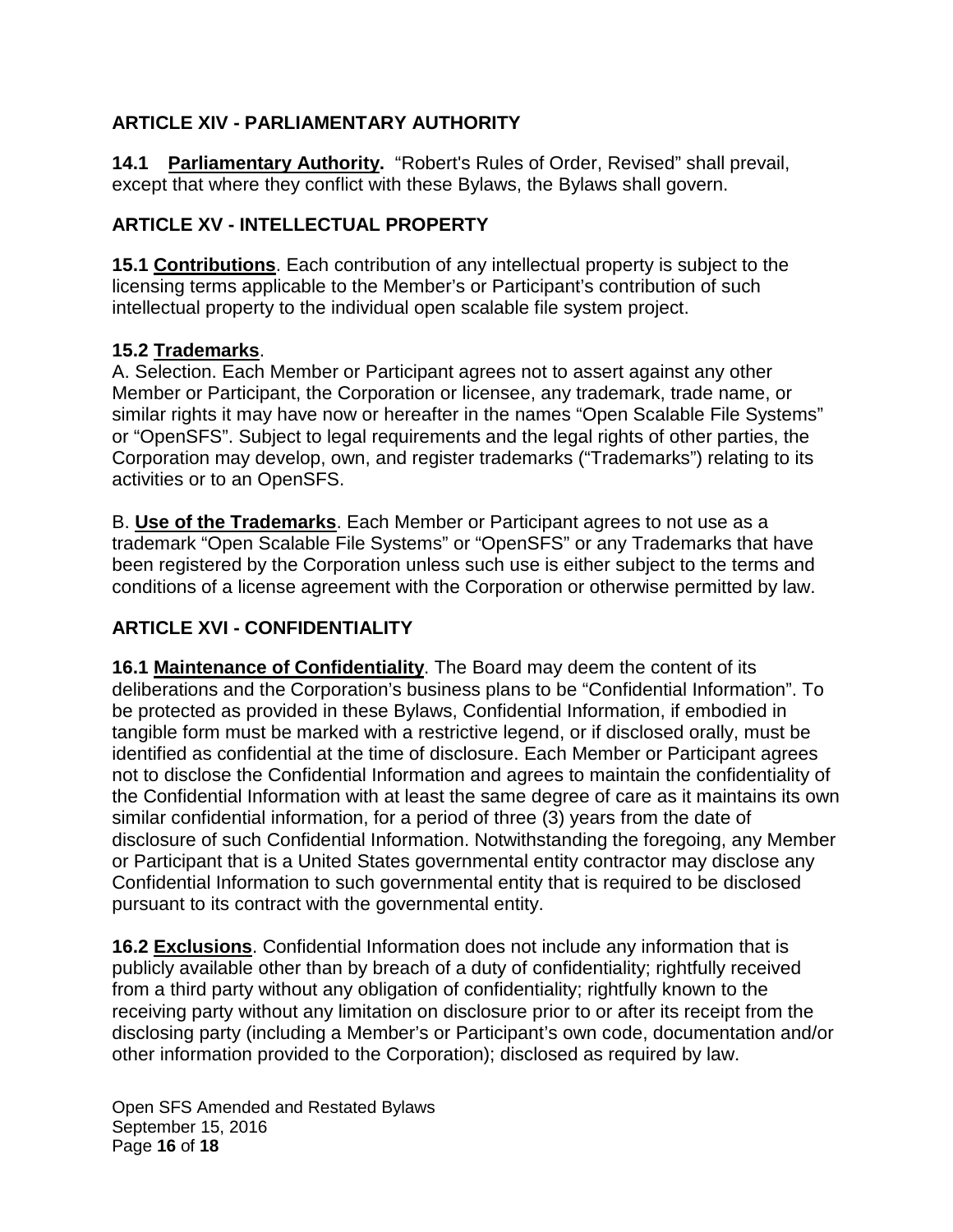## ARTICLE XIV - PARLIAMENTARY AUTHORITY

**14.1 Parliamentary Authority.** "Robert's Rules of Order, Revised" shall prevail, except that where they conflict with these Bylaws, the Bylaws shall govern.

## ARTICLE XV - INTELLECTUAL PROPERTY

**15.1 Contributions**. Each contribution of any intellectual property is subject to the licensing terms applicable to the Member's or Participant's contribution of such intellectual property to the individual open scalable file system project.

**15.2 Trademarks**.

A. Selection. Each Member or Participant agrees not to assert against any other Member or Participant, the Corporation or licensee, any trademark, trade name, or similar rights it may have now or hereafter in the names "Open Scalable File Systems" or "OpenSFS". Subject to legal requirements and the legal rights of other parties, the Corporation may develop, own, and register trademarks ("Trademarks") relating to its activities or to an OpenSFS.

B. **Use of the Trademarks**. Each Member or Participant agrees to not use as a trademark "Open Scalable File Systems" or "OpenSFS" or any Trademarks that have been registered by the Corporation unless such use is either subject to the terms and conditions of a license agreement with the Corporation or otherwise permitted by law.

## ARTICLE XVI - CONFIDENTIALITY

**16.1 Maintenance of Confidentiality**. The Board may deem the content of its deliberations and the Corporation's business plans to be "Confidential Information". To be protected as provided in these Bylaws, Confidential Information, if embodied in tangible form must be marked with a restrictive legend, or if disclosed orally, must be identified as confidential at the time of disclosure. Each Member or Participant agrees not to disclose the Confidential Information and agrees to maintain the confidentiality of the Confidential Information with at least the same degree of care as it maintains its own similar confidential information, for a period of three (3) years from the date of disclosure of such Confidential Information. Notwithstanding the foregoing, any Member or Participant that is a United States governmental entity contractor may disclose any Confidential Information to such governmental entity that is required to be disclosed pursuant to its contract with the governmental entity.

**16.2 Exclusions**. Confidential Information does not include any information that is publicly available other than by breach of a duty of confidentiality; rightfully received from a third party without any obligation of confidentiality; rightfully known to the receiving party without any limitation on disclosure prior to or after its receipt from the disclosing party (including a Member's or Participant's own code, documentation and/or other information provided to the Corporation); disclosed as required by law.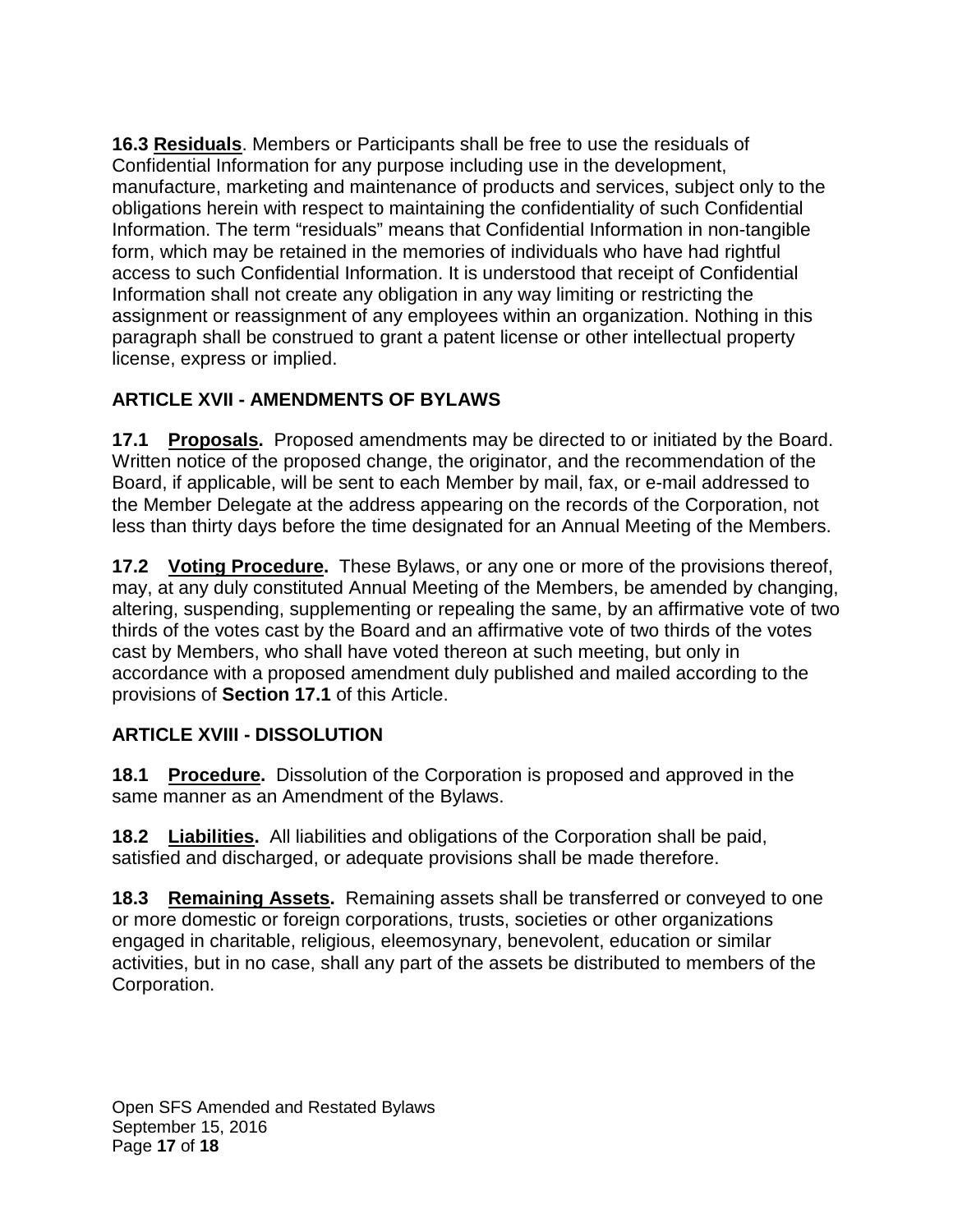**16.3 Residuals**. Members or Participants shall be free to use the residuals of Confidential Information for any purpose including use in the development, manufacture, marketing and maintenance of products and services, subject only to the obligations herein with respect to maintaining the confidentiality of such Confidential Information. The term "residuals" means that Confidential Information in non-tangible form, which may be retained in the memories of individuals who have had rightful access to such Confidential Information. It is understood that receipt of Confidential Information shall not create any obligation in any way limiting or restricting the assignment or reassignment of any employees within an organization. Nothing in this paragraph shall be construed to grant a patent license or other intellectual property license, express or implied.

## ARTICLE XVII - AMENDMENTS OF BYLAWS

**17.1 Proposals.** Proposed amendments may be directed to or initiated by the Board. Written notice of the proposed change, the originator, and the recommendation of the Board, if applicable, will be sent to each Member by mail, fax, or e-mail addressed to the Member Delegate at the address appearing on the records of the Corporation, not less than thirty days before the time designated for an Annual Meeting of the Members.

**17.2 Voting Procedure.** These Bylaws, or any one or more of the provisions thereof, may, at any duly constituted Annual Meeting of the Members, be amended by changing, altering, suspending, supplementing or repealing the same, by an affirmative vote of two thirds of the votes cast by the Board and an affirmative vote of two thirds of the votes cast by Members, who shall have voted thereon at such meeting, but only in accordance with a proposed amendment duly published and mailed according to the provisions of **Section 17.1** of this Article.

## ARTICLE XVIII - DISSOLUTION

**18.1 Procedure.** Dissolution of the Corporation is proposed and approved in the same manner as an Amendment of the Bylaws.

**18.2 Liabilities.** All liabilities and obligations of the Corporation shall be paid, satisfied and discharged, or adequate provisions shall be made therefore.

**18.3 Remaining Assets.** Remaining assets shall be transferred or conveyed to one or more domestic or foreign corporations, trusts, societies or other organizations engaged in charitable, religious, eleemosynary, benevolent, education or similar activities, but in no case, shall any part of the assets be distributed to members of the Corporation.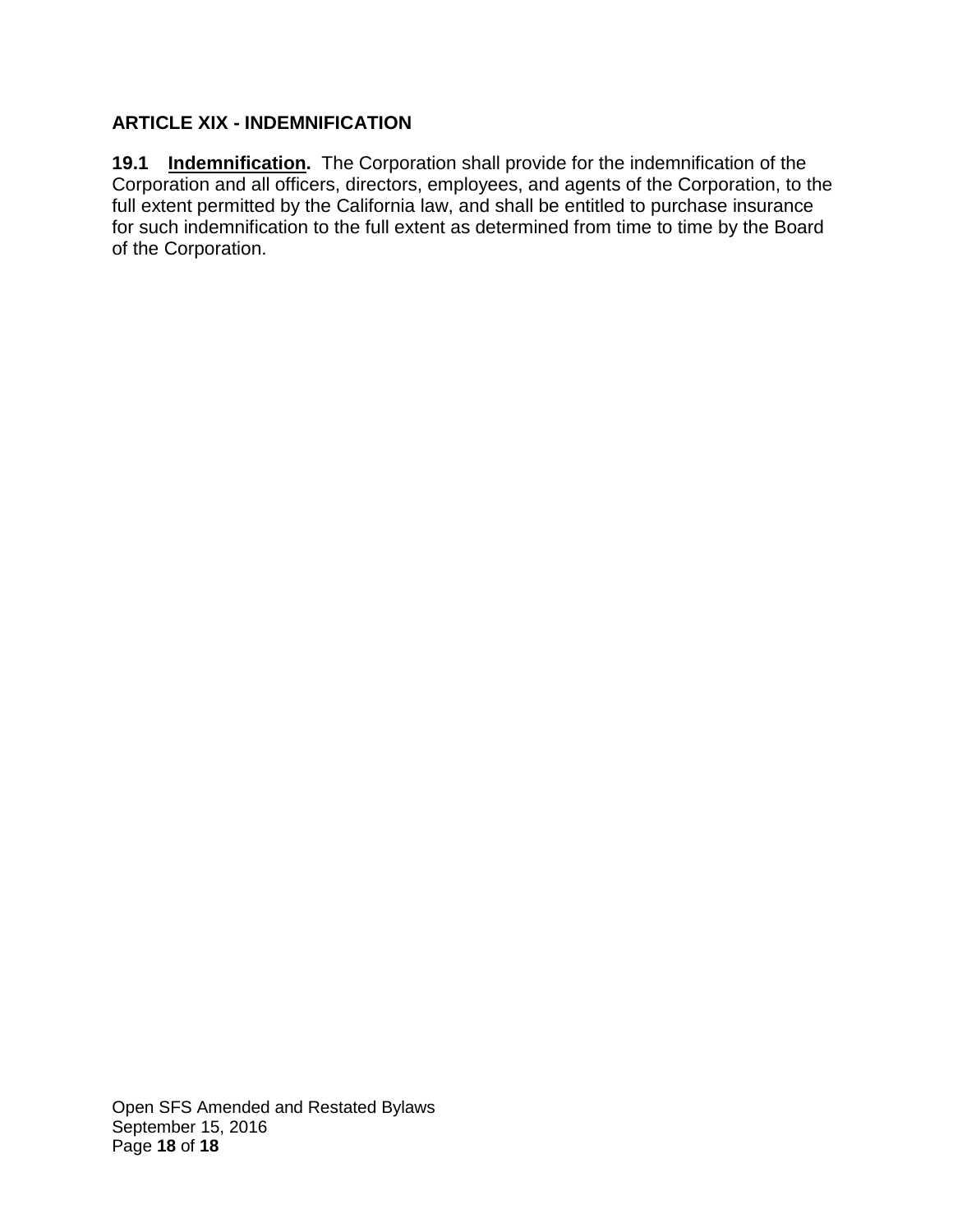## ARTICLE XIX - INDEMNIFICATION

**19.1 <u>Indemnification</u>.** The Corporation shall provide for the indemnification of the Corporation and all officers, directors, employees, and agents of the Corporation, to the full extent permitted by the California law, and shall be entitled to purchase insurance for such indemnification to the full extent as determined from time to time by the Board of the Corporation.